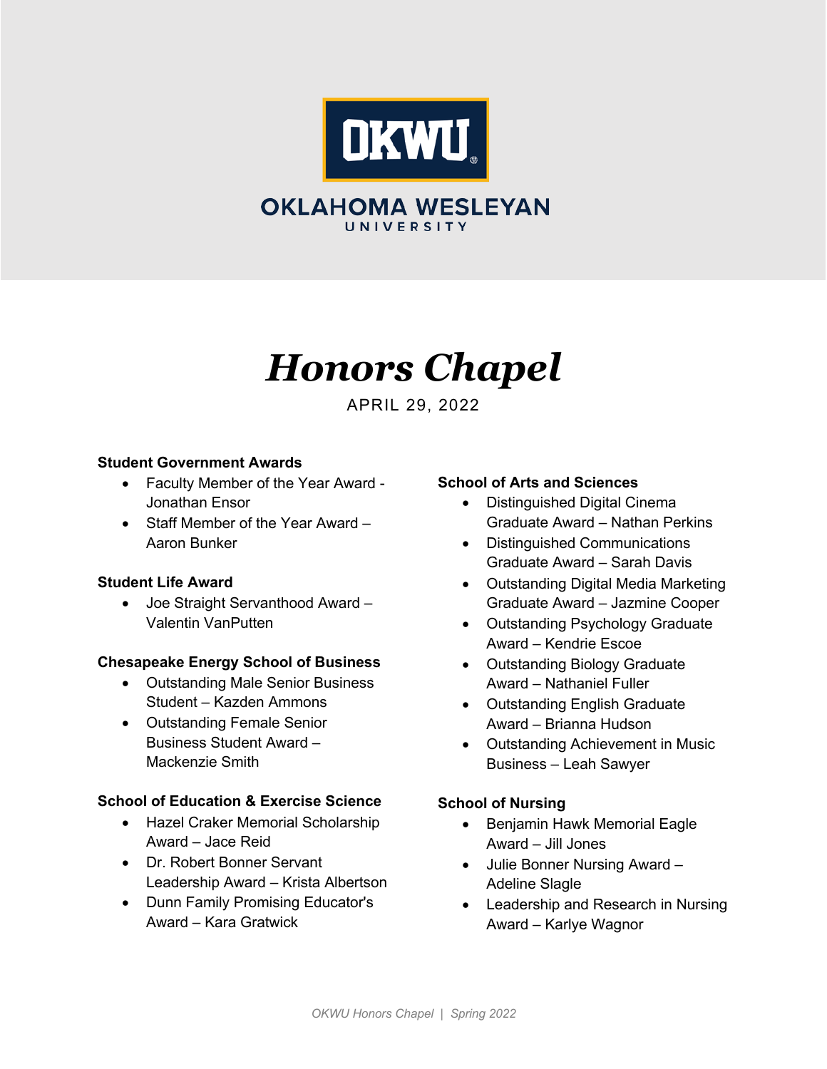OKWU

OKLAHOMA WESLEYAN UNIVERSITY

# *Honors Chapel*

APRIL 29, 2022

**Student Government Awards**

- Faculty Member of the Year Award - Jonathan Ensor
- Staff Member of the Year Award – Aaron Bunker

**Student Life Award**

- Joe Straight Servanthood Award – Valentin VanPutten

**Chesapeake Energy School of Business**

- Outstanding Male Senior Business Student – Kazden Ammons
- Outstanding Female Senior Business Student Award – Mackenzie Smith

**School of Education & Exercise Science**

- Hazel Craker Memorial Scholarship Award – Jace Reid
- Dr. Robert Bonner Servant Leadership Award – Krista Albertson
- Dunn Family Promising Educator's Award – Kara Gratwick

**School of Arts and Sciences**

- Distinguished Digital Cinema Graduate Award – Nathan Perkins
- Distinguished Communications Graduate Award – Sarah Davis
- Outstanding Digital Media Marketing Graduate Award – Jazmine Cooper
- Outstanding Psychology Graduate Award – Kendrie Escoe
- Outstanding Biology Graduate Award – Nathaniel Fuller
- Outstanding English Graduate Award – Brianna Hudson
- Outstanding Achievement in Music Business – Leah Sawyer

**School of Nursing**

- Benjamin Hawk Memorial Eagle Award – Jill Jones
- Julie Bonner Nursing Award – Adeline Slagle
- Leadership and Research in Nursing Award – Karlye Wagnor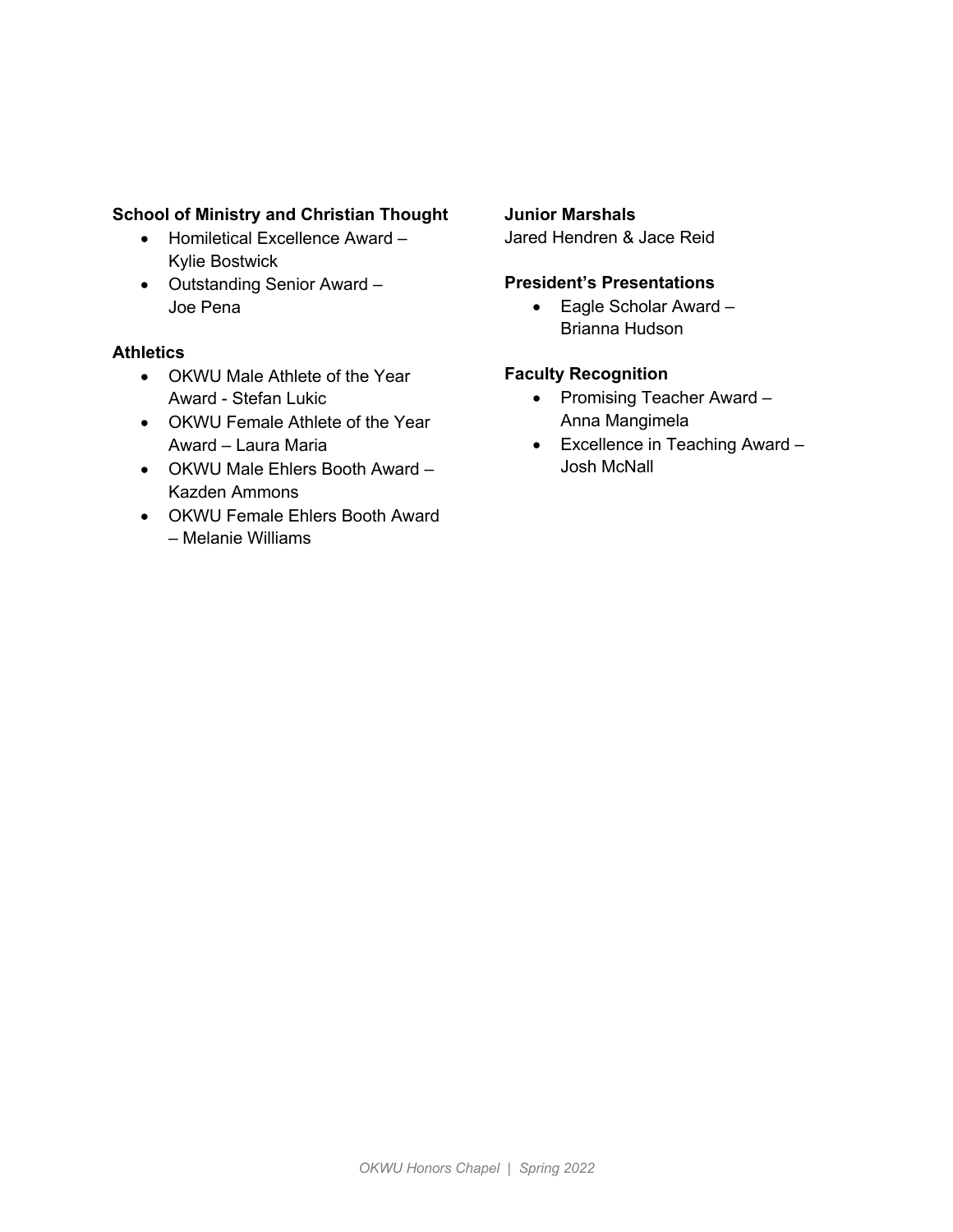**School of Ministry and Christian Thought**

- Homiletical Excellence Award – Kylie Bostwick
- Outstanding Senior Award – Joe Pena

**Athletics**

- OKWU Male Athlete of the Year Award - Stefan Lukic
- OKWU Female Athlete of the Year Award – Laura Maria
- OKWU Male Ehlers Booth Award – Kazden Ammons
- OKWU Female Ehlers Booth Award – Melanie Williams

**Junior Marshals**

Jared Hendren & Jace Reid

**President's Presentations**

- Eagle Scholar Award – Brianna Hudson

**Faculty Recognition**

- Promising Teacher Award – Anna Mangimela
- Excellence in Teaching Award – Josh McNall